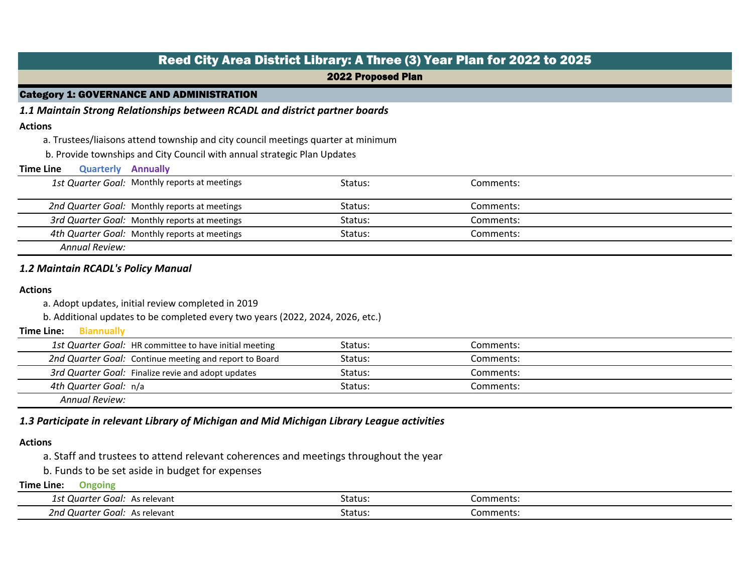# Reed City Area District Library: A Three (3) Year Plan for 2022 to 2025

## 2022 Proposed Plan

## Category 1: GOVERNANCE AND ADMINISTRATION

### *1.1 Maintain Strong Relationships between RCADL and district partner boards*

**Actions**

a. Trustees/liaisons attend township and city council meetings quarter at minimum

b. Provide townships and City Council with annual strategic Plan Updates

**Time Line** Quarterly Annually

| | Goal | Status | Comments |
|---|---|---|---|
| *1st Quarter Goal:* | Monthly reports at meetings | Status: | Comments: |
| *2nd Quarter Goal:* | Monthly reports at meetings | Status: | Comments: |
| *3rd Quarter Goal:* | Monthly reports at meetings | Status: | Comments: |
| *4th Quarter Goal:* | Monthly reports at meetings | Status: | Comments: |
| *Annual Review:* | | | |

### *1.2 Maintain RCADL's Policy Manual*

**Actions**

a. Adopt updates, initial review completed in 2019

b. Additional updates to be completed every two years (2022, 2024, 2026, etc.)

**Time Line:** Biannually

| | Goal | Status | Comments |
|---|---|---|---|
| *1st Quarter Goal:* | HR committee to have initial meeting | Status: | Comments: |
| *2nd Quarter Goal:* | Continue meeting and report to Board | Status: | Comments: |
| *3rd Quarter Goal:* | Finalize revie and adopt updates | Status: | Comments: |
| *4th Quarter Goal:* | n/a | Status: | Comments: |
| *Annual Review:* | | | |

### *1.3 Participate in relevant Library of Michigan and Mid Michigan Library League activities*

**Actions**

a. Staff and trustees to attend relevant coherences and meetings throughout the year

b. Funds to be set aside in budget for expenses

**Time Line:** Ongoing

| | Goal | Status | Comments |
|---|---|---|---|
| *1st Quarter Goal:* | As relevant | Status: | Comments: |
| *2nd Quarter Goal:* | As relevant | Status: | Comments: |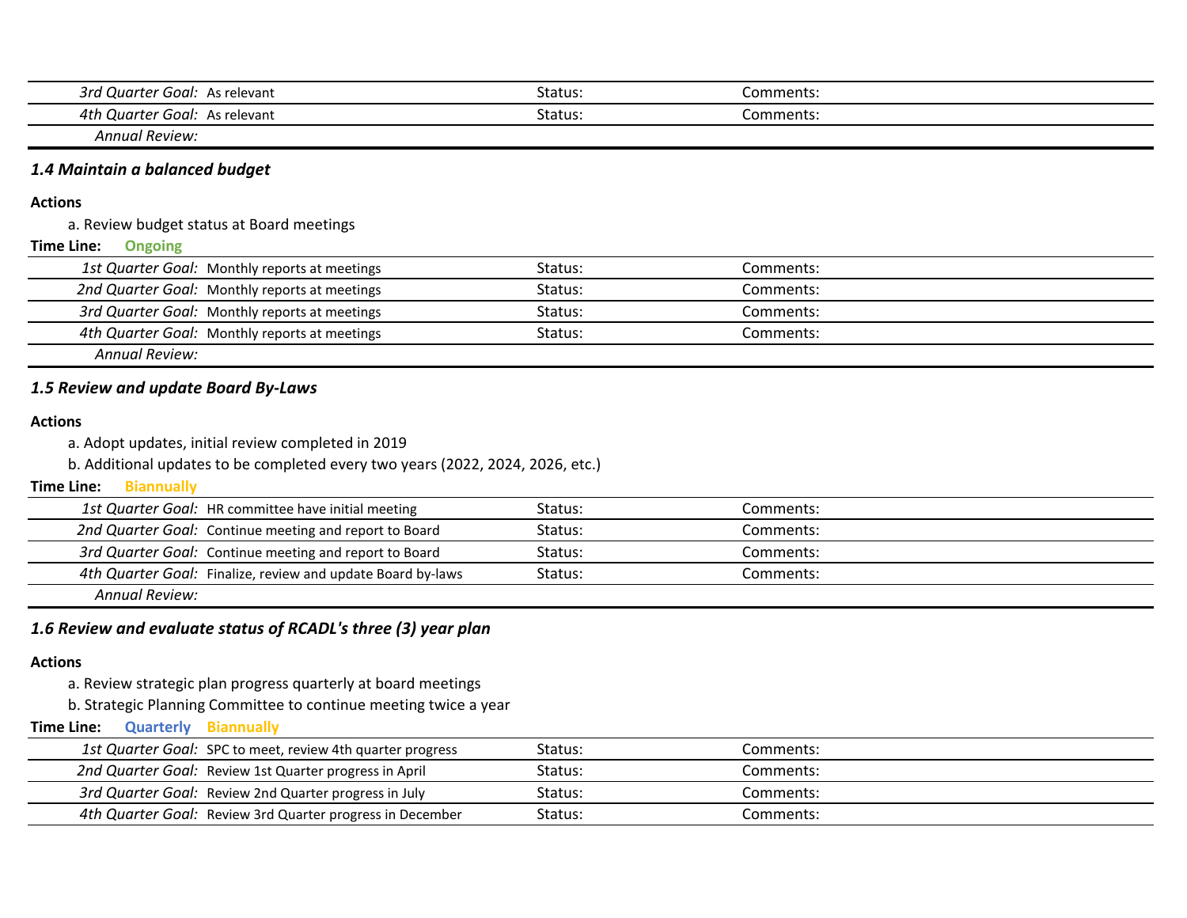| | | | |
|---|---|---|---|
| *3rd Quarter Goal:* | As relevant | Status: | Comments: |
| *4th Quarter Goal:* | As relevant | Status: | Comments: |
| *Annual Review:* | | | |

### *1.4 Maintain a balanced budget*

**Actions**

a. Review budget status at Board meetings

**Time Line:** Ongoing

| | | | |
|---|---|---|---|
| *1st Quarter Goal:* | Monthly reports at meetings | Status: | Comments: |
| *2nd Quarter Goal:* | Monthly reports at meetings | Status: | Comments: |
| *3rd Quarter Goal:* | Monthly reports at meetings | Status: | Comments: |
| *4th Quarter Goal:* | Monthly reports at meetings | Status: | Comments: |
| *Annual Review:* | | | |

### *1.5 Review and update Board By-Laws*

**Actions**

a. Adopt updates, initial review completed in 2019

b. Additional updates to be completed every two years (2022, 2024, 2026, etc.)

**Time Line:** Biannually

| | | | |
|---|---|---|---|
| *1st Quarter Goal:* | HR committee have initial meeting | Status: | Comments: |
| *2nd Quarter Goal:* | Continue meeting and report to Board | Status: | Comments: |
| *3rd Quarter Goal:* | Continue meeting and report to Board | Status: | Comments: |
| *4th Quarter Goal:* | Finalize, review and update Board by-laws | Status: | Comments: |
| *Annual Review:* | | | |

### *1.6 Review and evaluate status of RCADL's three (3) year plan*

**Actions**

a. Review strategic plan progress quarterly at board meetings

b. Strategic Planning Committee to continue meeting twice a year

**Time Line:** Quarterly Biannually

| | | | |
|---|---|---|---|
| *1st Quarter Goal:* | SPC to meet, review 4th quarter progress | Status: | Comments: |
| *2nd Quarter Goal:* | Review 1st Quarter progress in April | Status: | Comments: |
| *3rd Quarter Goal:* | Review 2nd Quarter progress in July | Status: | Comments: |
| *4th Quarter Goal:* | Review 3rd Quarter progress in December | Status: | Comments: |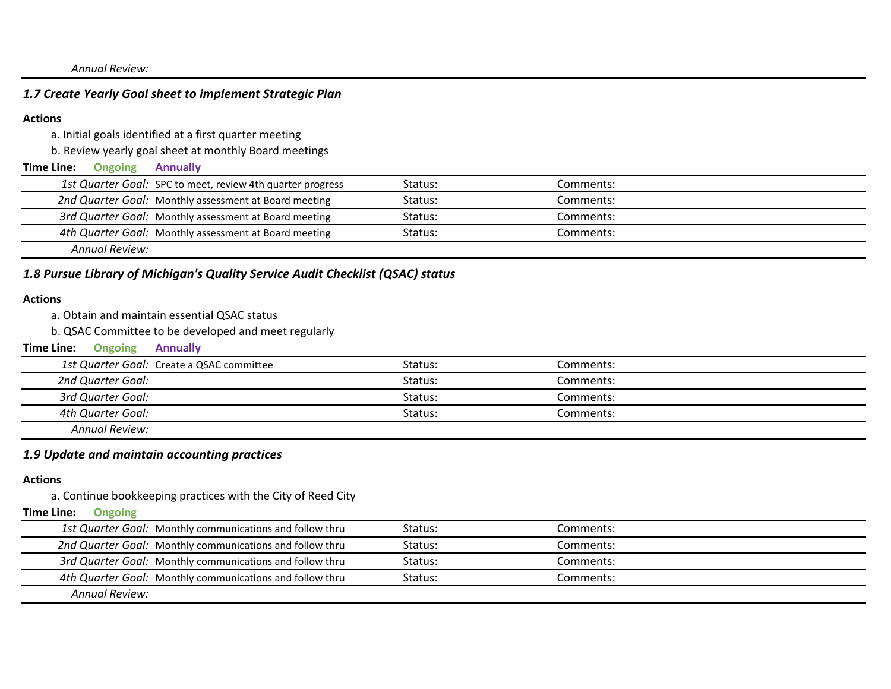*Annual Review:*

---

### *1.7 Create Yearly Goal sheet to implement Strategic Plan*

**Actions**

a. Initial goals identified at a first quarter meeting

b. Review yearly goal sheet at monthly Board meetings

**Time Line:** Ongoing Annually

| | | | |
|---|---|---|---|
| *1st Quarter Goal:* | SPC to meet, review 4th quarter progress | Status: | Comments: |
| *2nd Quarter Goal:* | Monthly assessment at Board meeting | Status: | Comments: |
| *3rd Quarter Goal:* | Monthly assessment at Board meeting | Status: | Comments: |
| *4th Quarter Goal:* | Monthly assessment at Board meeting | Status: | Comments: |
| *Annual Review:* | | | |

### *1.8 Pursue Library of Michigan's Quality Service Audit Checklist (QSAC) status*

**Actions**

a. Obtain and maintain essential QSAC status

b. QSAC Committee to be developed and meet regularly

**Time Line:** Ongoing Annually

| | | | |
|---|---|---|---|
| *1st Quarter Goal:* | Create a QSAC committee | Status: | Comments: |
| *2nd Quarter Goal:* | | Status: | Comments: |
| *3rd Quarter Goal:* | | Status: | Comments: |
| *4th Quarter Goal:* | | Status: | Comments: |
| *Annual Review:* | | | |

### *1.9 Update and maintain accounting practices*

**Actions**

a. Continue bookkeeping practices with the City of Reed City

**Time Line:** Ongoing

| | | | |
|---|---|---|---|
| *1st Quarter Goal:* | Monthly communications and follow thru | Status: | Comments: |
| *2nd Quarter Goal:* | Monthly communications and follow thru | Status: | Comments: |
| *3rd Quarter Goal:* | Monthly communications and follow thru | Status: | Comments: |
| *4th Quarter Goal:* | Monthly communications and follow thru | Status: | Comments: |
| *Annual Review:* | | | |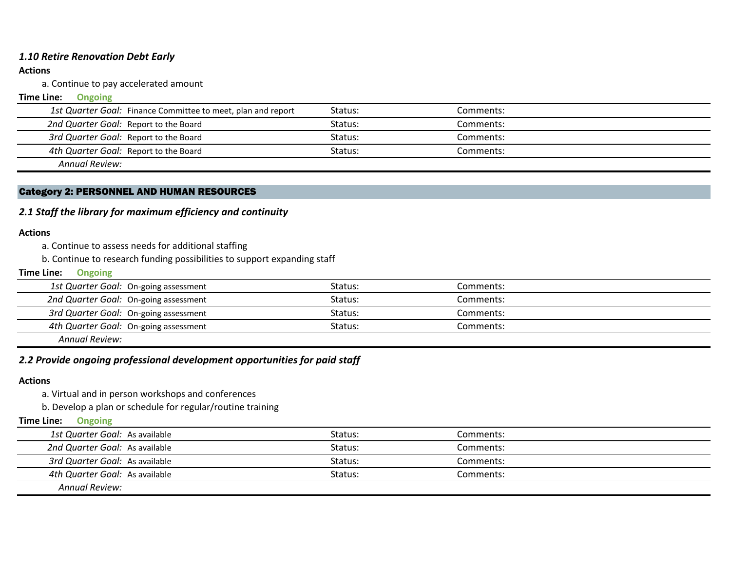### *1.10 Retire Renovation Debt Early*

**Actions**

a. Continue to pay accelerated amount

**Time Line:** **Ongoing**

| | | | |
|---|---|---|---|
| *1st Quarter Goal:* | Finance Committee to meet, plan and report | Status: | Comments: |
| *2nd Quarter Goal:* | Report to the Board | Status: | Comments: |
| *3rd Quarter Goal:* | Report to the Board | Status: | Comments: |
| *4th Quarter Goal:* | Report to the Board | Status: | Comments: |
| *Annual Review:* | | | |

## Category 2: PERSONNEL AND HUMAN RESOURCES

### *2.1 Staff the library for maximum efficiency and continuity*

**Actions**

a. Continue to assess needs for additional staffing

b. Continue to research funding possibilities to support expanding staff

**Time Line:** **Ongoing**

| | | | |
|---|---|---|---|
| *1st Quarter Goal:* | On-going assessment | Status: | Comments: |
| *2nd Quarter Goal:* | On-going assessment | Status: | Comments: |
| *3rd Quarter Goal:* | On-going assessment | Status: | Comments: |
| *4th Quarter Goal:* | On-going assessment | Status: | Comments: |
| *Annual Review:* | | | |

### *2.2 Provide ongoing professional development opportunities for paid staff*

**Actions**

a. Virtual and in person workshops and conferences

b. Develop a plan or schedule for regular/routine training

**Time Line:** **Ongoing**

| | | | |
|---|---|---|---|
| *1st Quarter Goal:* | As available | Status: | Comments: |
| *2nd Quarter Goal:* | As available | Status: | Comments: |
| *3rd Quarter Goal:* | As available | Status: | Comments: |
| *4th Quarter Goal:* | As available | Status: | Comments: |
| *Annual Review:* | | | |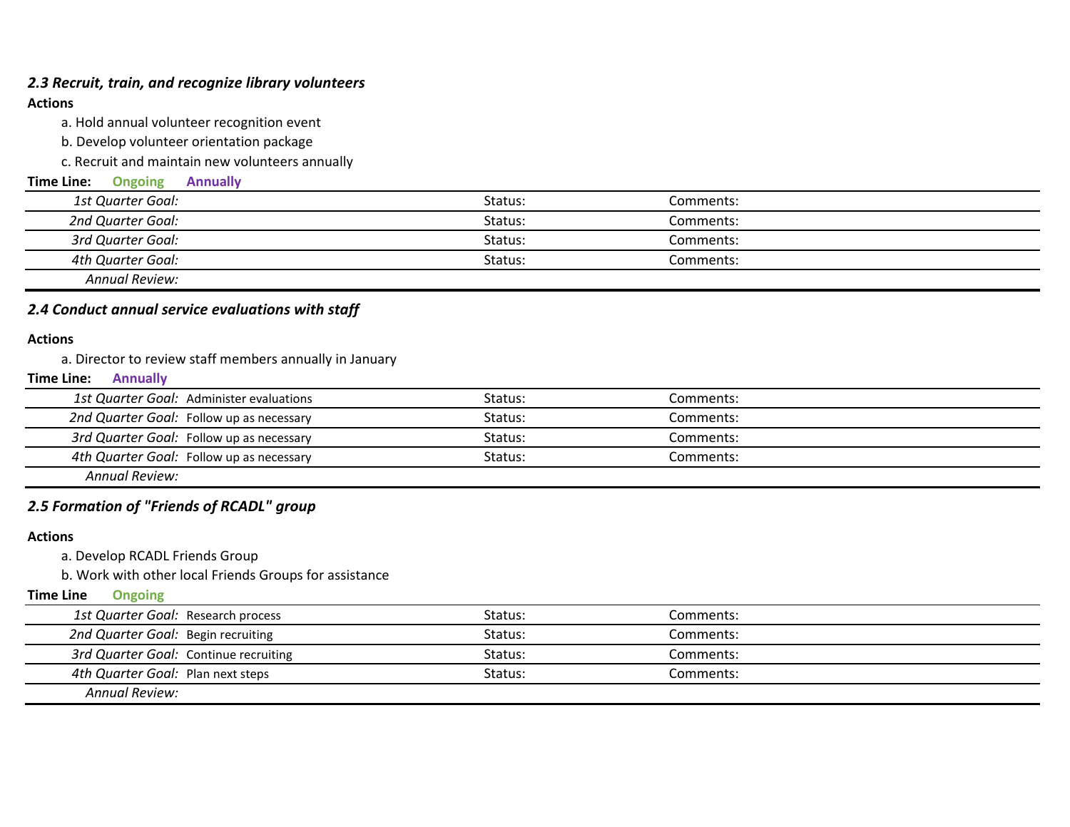### *2.3 Recruit, train, and recognize library volunteers*

**Actions**

a. Hold annual volunteer recognition event

b. Develop volunteer orientation package

c. Recruit and maintain new volunteers annually

**Time Line:** Ongoing Annually

| | | | |
|---|---|---|---|
| *1st Quarter Goal:* | | Status: | Comments: |
| *2nd Quarter Goal:* | | Status: | Comments: |
| *3rd Quarter Goal:* | | Status: | Comments: |
| *4th Quarter Goal:* | | Status: | Comments: |
| *Annual Review:* | | | |

### *2.4 Conduct annual service evaluations with staff*

**Actions**

a. Director to review staff members annually in January

**Time Line:** Annually

| | | | |
|---|---|---|---|
| *1st Quarter Goal:* | Administer evaluations | Status: | Comments: |
| *2nd Quarter Goal:* | Follow up as necessary | Status: | Comments: |
| *3rd Quarter Goal:* | Follow up as necessary | Status: | Comments: |
| *4th Quarter Goal:* | Follow up as necessary | Status: | Comments: |
| *Annual Review:* | | | |

### *2.5 Formation of "Friends of RCADL" group*

**Actions**

a. Develop RCADL Friends Group

b. Work with other local Friends Groups for assistance

**Time Line** Ongoing

| | | | |
|---|---|---|---|
| *1st Quarter Goal:* | Research process | Status: | Comments: |
| *2nd Quarter Goal:* | Begin recruiting | Status: | Comments: |
| *3rd Quarter Goal:* | Continue recruiting | Status: | Comments: |
| *4th Quarter Goal:* | Plan next steps | Status: | Comments: |
| *Annual Review:* | | | |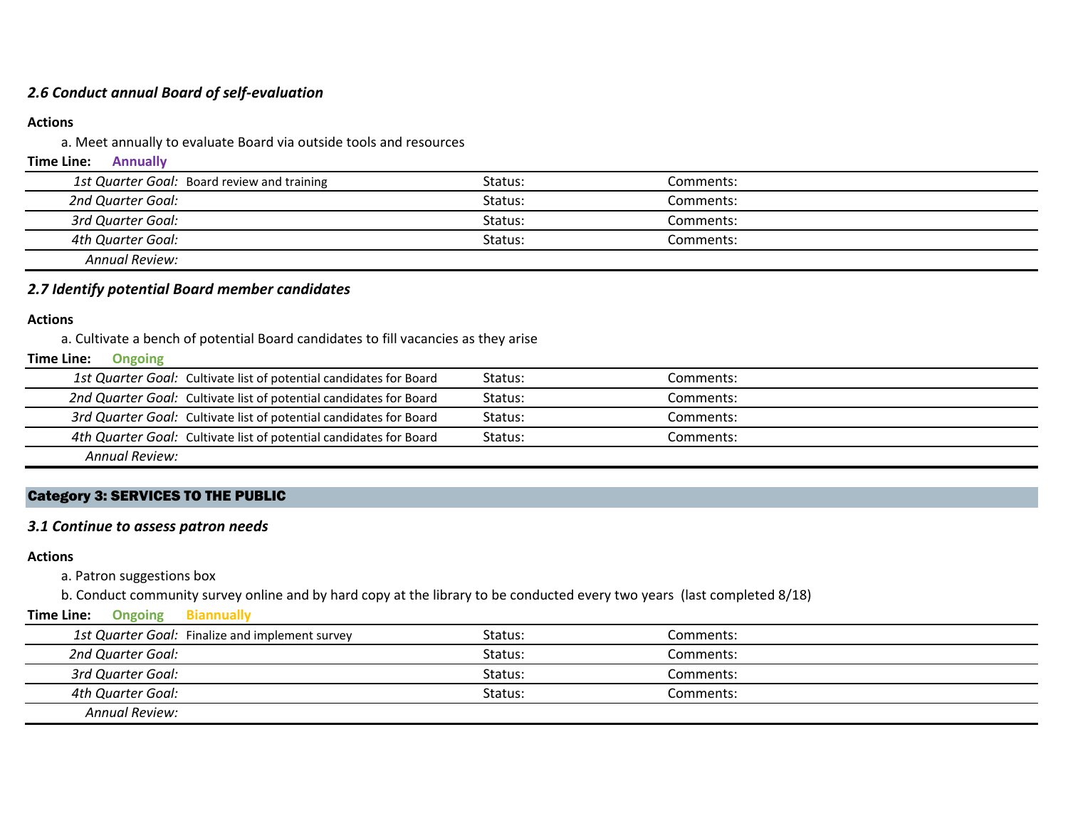### *2.6 Conduct annual Board of self-evaluation*

**Actions**

a. Meet annually to evaluate Board via outside tools and resources

**Time Line:** **Annually**

| | | | |
|---|---|---|---|
| *1st Quarter Goal:* | Board review and training | Status: | Comments: |
| *2nd Quarter Goal:* | | Status: | Comments: |
| *3rd Quarter Goal:* | | Status: | Comments: |
| *4th Quarter Goal:* | | Status: | Comments: |
| *Annual Review:* | | | |

### *2.7 Identify potential Board member candidates*

**Actions**

a. Cultivate a bench of potential Board candidates to fill vacancies as they arise

**Time Line:** **Ongoing**

| | | | |
|---|---|---|---|
| *1st Quarter Goal:* | Cultivate list of potential candidates for Board | Status: | Comments: |
| *2nd Quarter Goal:* | Cultivate list of potential candidates for Board | Status: | Comments: |
| *3rd Quarter Goal:* | Cultivate list of potential candidates for Board | Status: | Comments: |
| *4th Quarter Goal:* | Cultivate list of potential candidates for Board | Status: | Comments: |
| *Annual Review:* | | | |

## Category 3: SERVICES TO THE PUBLIC

### *3.1 Continue to assess patron needs*

**Actions**

a. Patron suggestions box

b. Conduct community survey online and by hard copy at the library to be conducted every two years (last completed 8/18)

**Time Line:** **Ongoing** **Biannually**

| | | | |
|---|---|---|---|
| *1st Quarter Goal:* | Finalize and implement survey | Status: | Comments: |
| *2nd Quarter Goal:* | | Status: | Comments: |
| *3rd Quarter Goal:* | | Status: | Comments: |
| *4th Quarter Goal:* | | Status: | Comments: |
| *Annual Review:* | | | |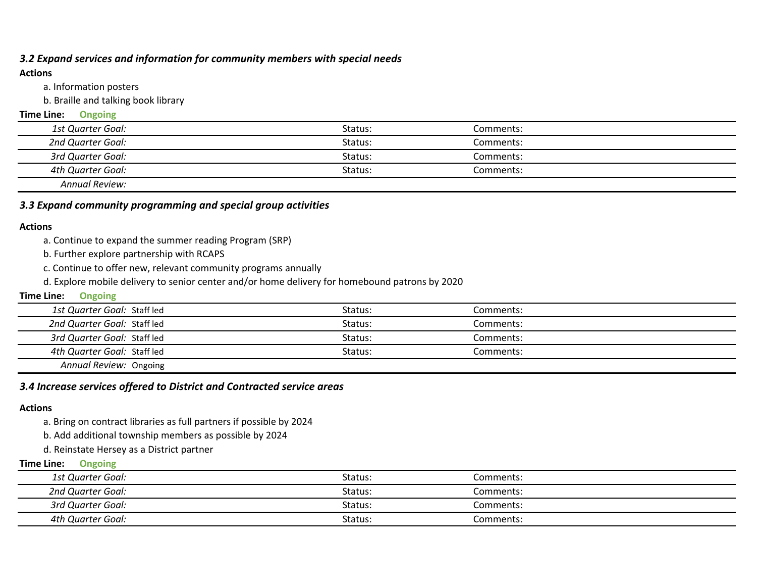### *3.2 Expand services and information for community members with special needs*

**Actions**

a. Information posters

b. Braille and talking book library

**Time Line:** **Ongoing**

| | | |
|---|---|---|
| *1st Quarter Goal:* | Status: | Comments: |
| *2nd Quarter Goal:* | Status: | Comments: |
| *3rd Quarter Goal:* | Status: | Comments: |
| *4th Quarter Goal:* | Status: | Comments: |
| *Annual Review:* | | |

### *3.3 Expand community programming and special group activities*

**Actions**

a. Continue to expand the summer reading Program (SRP)

b. Further explore partnership with RCAPS

c. Continue to offer new, relevant community programs annually

d. Explore mobile delivery to senior center and/or home delivery for homebound patrons by 2020

**Time Line:** **Ongoing**

| | | |
|---|---|---|
| *1st Quarter Goal:* Staff led | Status: | Comments: |
| *2nd Quarter Goal:* Staff led | Status: | Comments: |
| *3rd Quarter Goal:* Staff led | Status: | Comments: |
| *4th Quarter Goal:* Staff led | Status: | Comments: |
| *Annual Review:* Ongoing | | |

### *3.4 Increase services offered to District and Contracted service areas*

**Actions**

a. Bring on contract libraries as full partners if possible by 2024

b. Add additional township members as possible by 2024

d. Reinstate Hersey as a District partner

**Time Line:** **Ongoing**

| | | |
|---|---|---|
| *1st Quarter Goal:* | Status: | Comments: |
| *2nd Quarter Goal:* | Status: | Comments: |
| *3rd Quarter Goal:* | Status: | Comments: |
| *4th Quarter Goal:* | Status: | Comments: |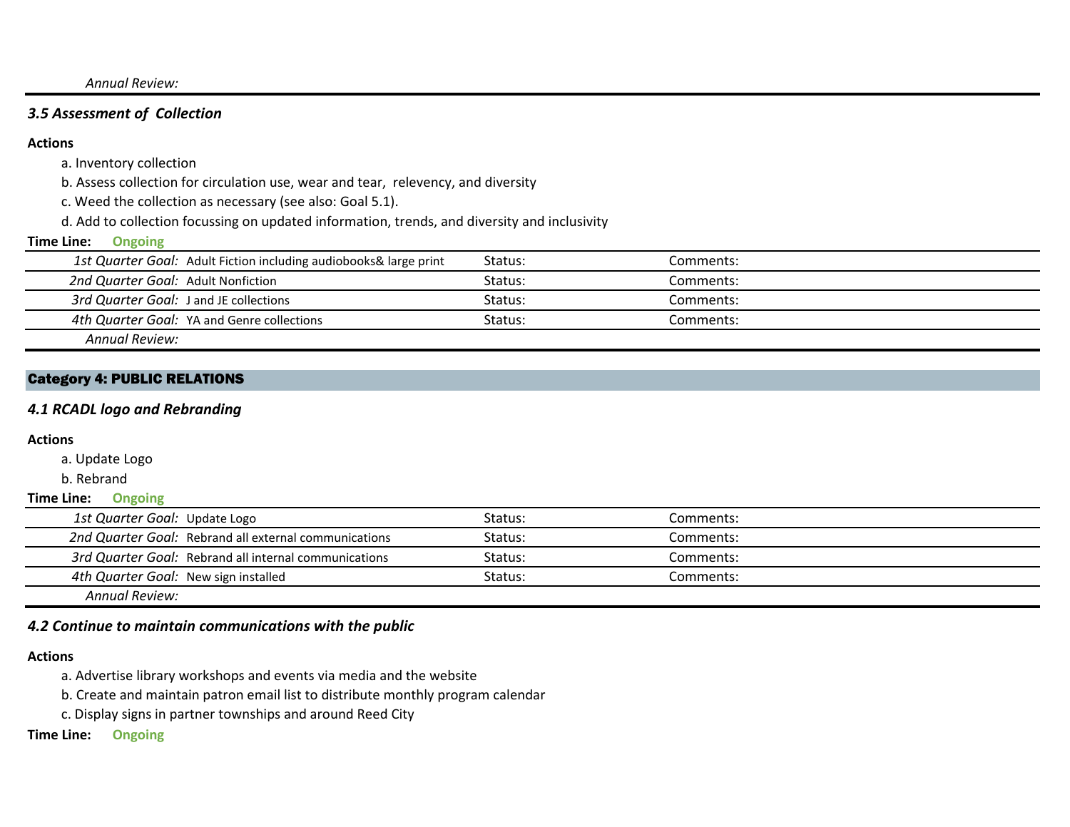*Annual Review:*

### *3.5 Assessment of Collection*

**Actions**

a. Inventory collection

b. Assess collection for circulation use, wear and tear, relevency, and diversity

c. Weed the collection as necessary (see also: Goal 5.1).

d. Add to collection focussing on updated information, trends, and diversity and inclusivity

**Time Line:** **Ongoing**

| | | | |
|---|---|---|---|
| *1st Quarter Goal:* | Adult Fiction including audiobooks& large print | Status: | Comments: |
| *2nd Quarter Goal:* | Adult Nonfiction | Status: | Comments: |
| *3rd Quarter Goal:* | J and JE collections | Status: | Comments: |
| *4th Quarter Goal:* | YA and Genre collections | Status: | Comments: |
| *Annual Review:* | | | |

## Category 4: PUBLIC RELATIONS

### *4.1 RCADL logo and Rebranding*

**Actions**

a. Update Logo

b. Rebrand

**Time Line:** **Ongoing**

| | | | |
|---|---|---|---|
| *1st Quarter Goal:* | Update Logo | Status: | Comments: |
| *2nd Quarter Goal:* | Rebrand all external communications | Status: | Comments: |
| *3rd Quarter Goal:* | Rebrand all internal communications | Status: | Comments: |
| *4th Quarter Goal:* | New sign installed | Status: | Comments: |
| *Annual Review:* | | | |

### *4.2 Continue to maintain communications with the public*

**Actions**

a. Advertise library workshops and events via media and the website

b. Create and maintain patron email list to distribute monthly program calendar

c. Display signs in partner townships and around Reed City

**Time Line:** **Ongoing**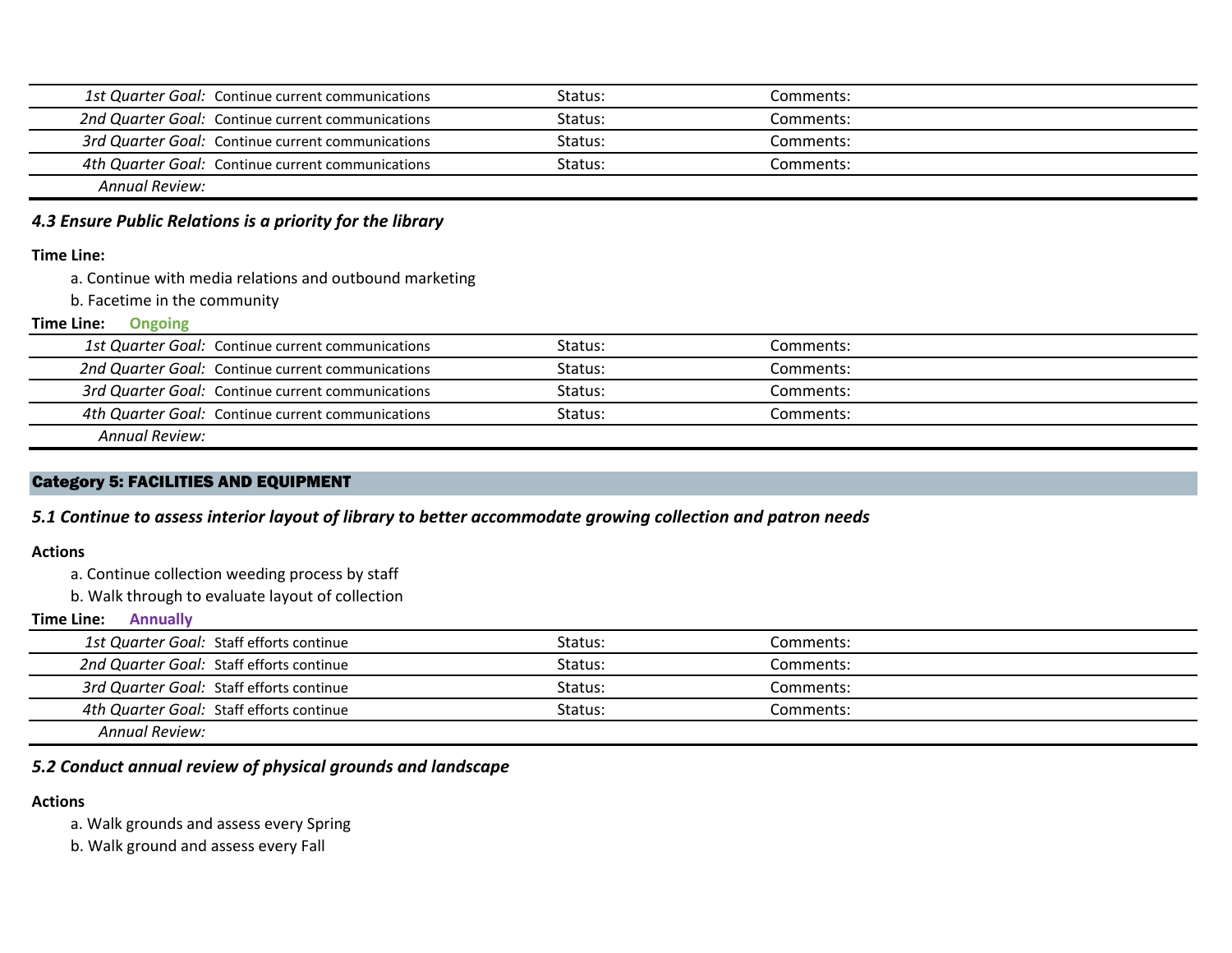| | | |
|---|---|---|
| *1st Quarter Goal:* Continue current communications | Status: | Comments: |
| *2nd Quarter Goal:* Continue current communications | Status: | Comments: |
| *3rd Quarter Goal:* Continue current communications | Status: | Comments: |
| *4th Quarter Goal:* Continue current communications | Status: | Comments: |
| *Annual Review:* | | |

### *4.3 Ensure Public Relations is a priority for the library*

**Time Line:**

a. Continue with media relations and outbound marketing
b. Facetime in the community

**Time Line:** **Ongoing**

| | | |
|---|---|---|
| *1st Quarter Goal:* Continue current communications | Status: | Comments: |
| *2nd Quarter Goal:* Continue current communications | Status: | Comments: |
| *3rd Quarter Goal:* Continue current communications | Status: | Comments: |
| *4th Quarter Goal:* Continue current communications | Status: | Comments: |
| *Annual Review:* | | |

## Category 5: FACILITIES AND EQUIPMENT

### *5.1 Continue to assess interior layout of library to better accommodate growing collection and patron needs*

**Actions**

a. Continue collection weeding process by staff
b. Walk through to evaluate layout of collection

**Time Line:** **Annually**

| | | |
|---|---|---|
| *1st Quarter Goal:* Staff efforts continue | Status: | Comments: |
| *2nd Quarter Goal:* Staff efforts continue | Status: | Comments: |
| *3rd Quarter Goal:* Staff efforts continue | Status: | Comments: |
| *4th Quarter Goal:* Staff efforts continue | Status: | Comments: |
| *Annual Review:* | | |

### *5.2 Conduct annual review of physical grounds and landscape*

**Actions**

a. Walk grounds and assess every Spring
b. Walk ground and assess every Fall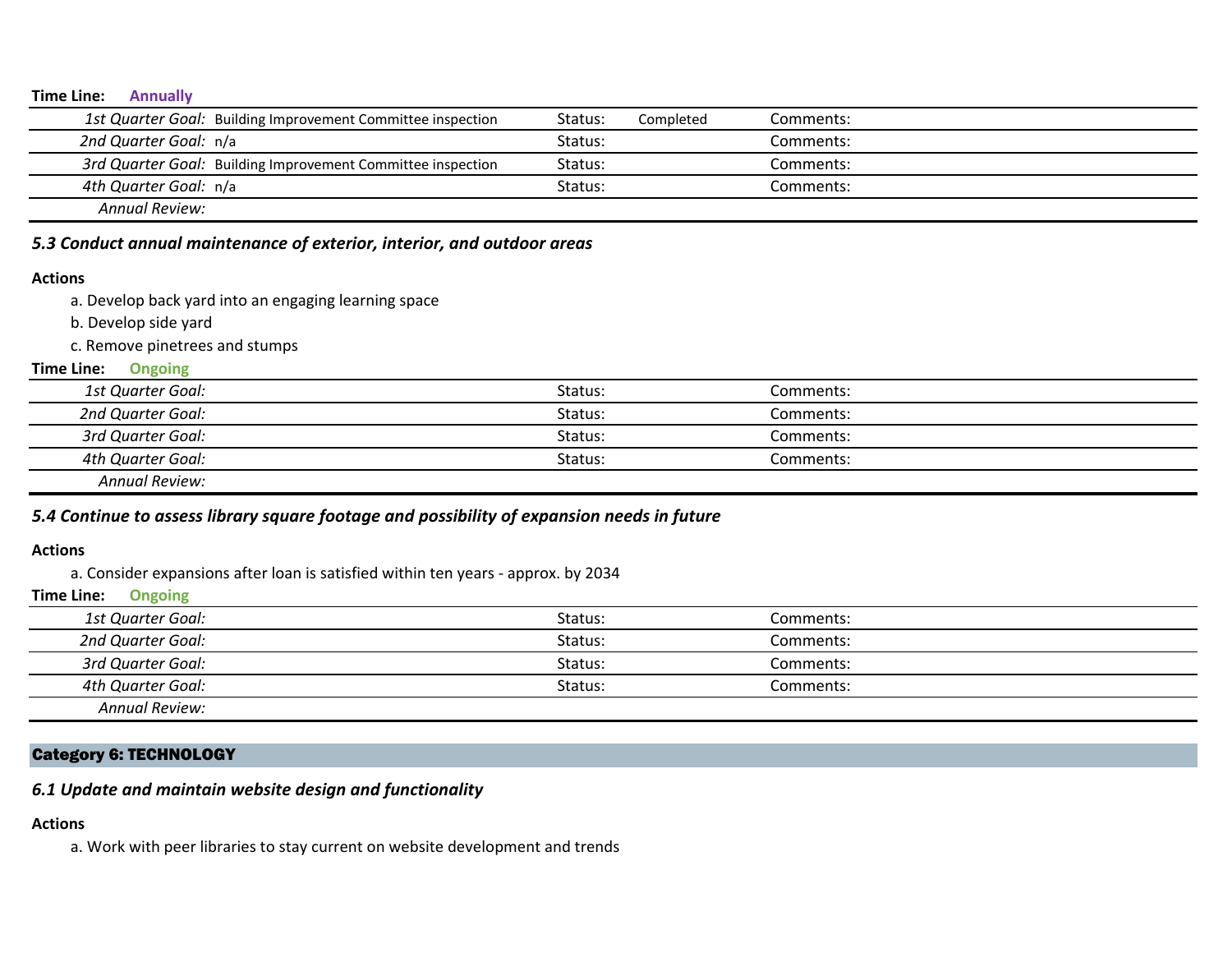**Time Line:** **Annually**

| | | | | | |
|---|---|---|---|---|---|
| *1st Quarter Goal:* | Building Improvement Committee inspection | Status: | Completed | Comments: | |
| *2nd Quarter Goal:* | n/a | Status: | | Comments: | |
| *3rd Quarter Goal:* | Building Improvement Committee inspection | Status: | | Comments: | |
| *4th Quarter Goal:* | n/a | Status: | | Comments: | |
| *Annual Review:* | | | | | |

### *5.3 Conduct annual maintenance of exterior, interior, and outdoor areas*

**Actions**

a. Develop back yard into an engaging learning space

b. Develop side yard

c. Remove pinetrees and stumps

**Time Line:** **Ongoing**

| | | | | | |
|---|---|---|---|---|---|
| *1st Quarter Goal:* | | Status: | | Comments: | |
| *2nd Quarter Goal:* | | Status: | | Comments: | |
| *3rd Quarter Goal:* | | Status: | | Comments: | |
| *4th Quarter Goal:* | | Status: | | Comments: | |
| *Annual Review:* | | | | | |

### *5.4 Continue to assess library square footage and possibility of expansion needs in future*

**Actions**

a. Consider expansions after loan is satisfied within ten years - approx. by 2034

**Time Line:** **Ongoing**

| | | | | | |
|---|---|---|---|---|---|
| *1st Quarter Goal:* | | Status: | | Comments: | |
| *2nd Quarter Goal:* | | Status: | | Comments: | |
| *3rd Quarter Goal:* | | Status: | | Comments: | |
| *4th Quarter Goal:* | | Status: | | Comments: | |
| *Annual Review:* | | | | | |

## Category 6: TECHNOLOGY

### *6.1 Update and maintain website design and functionality*

**Actions**

a. Work with peer libraries to stay current on website development and trends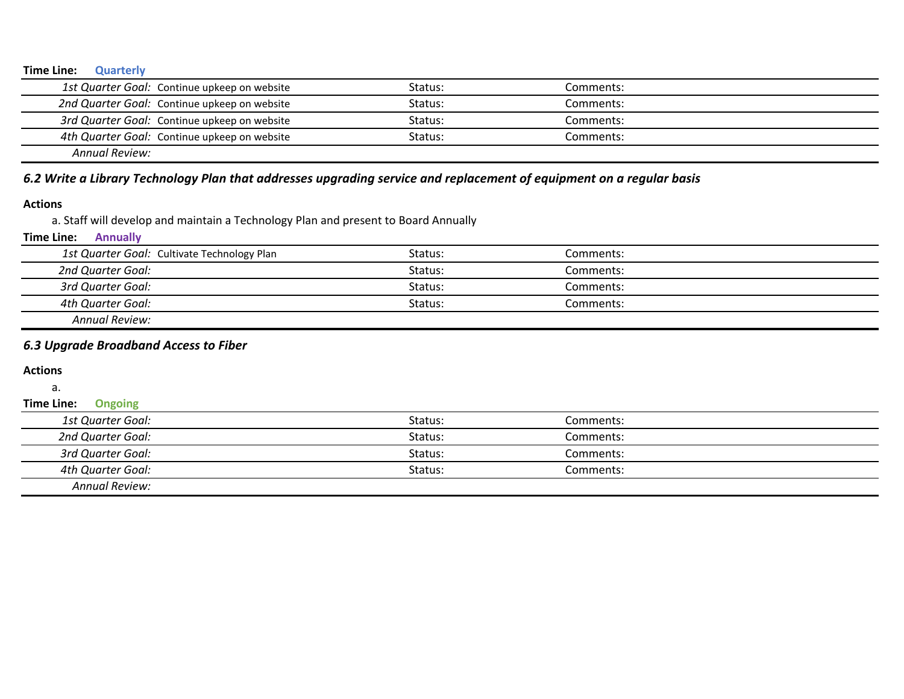**Time Line:** Quarterly

| | | | |
|---|---|---|---|
| *1st Quarter Goal:* | Continue upkeep on website | Status: | Comments: |
| *2nd Quarter Goal:* | Continue upkeep on website | Status: | Comments: |
| *3rd Quarter Goal:* | Continue upkeep on website | Status: | Comments: |
| *4th Quarter Goal:* | Continue upkeep on website | Status: | Comments: |
| *Annual Review:* | | | |

### *6.2 Write a Library Technology Plan that addresses upgrading service and replacement of equipment on a regular basis*

**Actions**

a. Staff will develop and maintain a Technology Plan and present to Board Annually

**Time Line:** Annually

| | | | |
|---|---|---|---|
| *1st Quarter Goal:* | Cultivate Technology Plan | Status: | Comments: |
| *2nd Quarter Goal:* | | Status: | Comments: |
| *3rd Quarter Goal:* | | Status: | Comments: |
| *4th Quarter Goal:* | | Status: | Comments: |
| *Annual Review:* | | | |

### *6.3 Upgrade Broadband Access to Fiber*

**Actions**

a.

**Time Line:** Ongoing

| | | | |
|---|---|---|---|
| *1st Quarter Goal:* | | Status: | Comments: |
| *2nd Quarter Goal:* | | Status: | Comments: |
| *3rd Quarter Goal:* | | Status: | Comments: |
| *4th Quarter Goal:* | | Status: | Comments: |
| *Annual Review:* | | | |